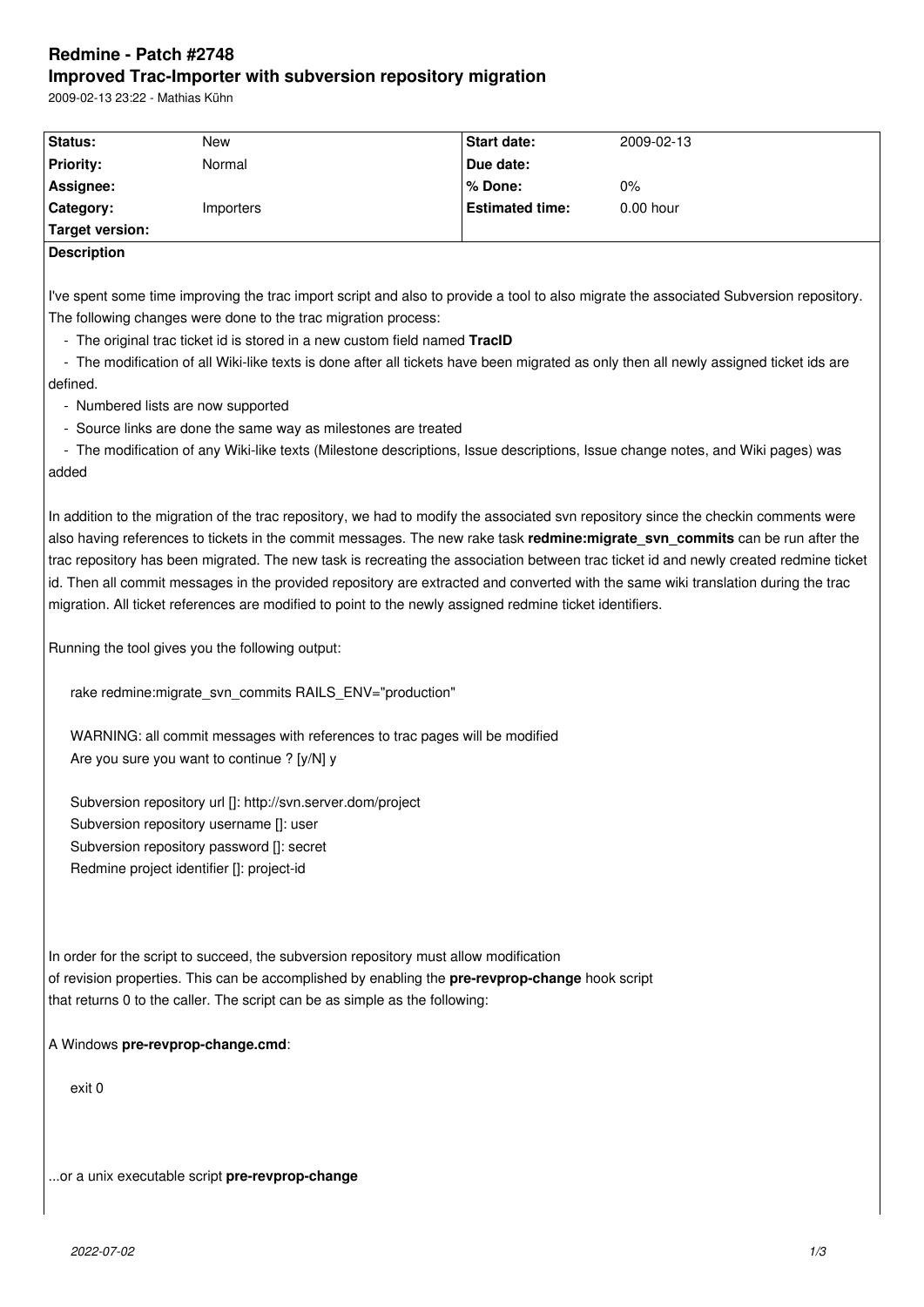# Redmine - Patch #2748

## Improved Trac-Importer with subversion repository migration

2009-02-13 23:22 - Mathias Kühn

| Status: | New | Start date: | 2009-02-13 |
|---|---|---|---|
| Priority: | Normal | Due date: | |
| Assignee: | | % Done: | 0% |
| Category: | Importers | Estimated time: | 0.00 hour |
| Target version: | | | |

**Description**

I've spent some time improving the trac import script and also to provide a tool to also migrate the associated Subversion repository. The following changes were done to the trac migration process:

- The original trac ticket id is stored in a new custom field named **TracID**
- The modification of all Wiki-like texts is done after all tickets have been migrated as only then all newly assigned ticket ids are defined.
- Numbered lists are now supported
- Source links are done the same way as milestones are treated
- The modification of any Wiki-like texts (Milestone descriptions, Issue descriptions, Issue change notes, and Wiki pages) was added

In addition to the migration of the trac repository, we had to modify the associated svn repository since the checkin comments were also having references to tickets in the commit messages. The new rake task **redmine:migrate_svn_commits** can be run after the trac repository has been migrated. The new task is recreating the association between trac ticket id and newly created redmine ticket id. Then all commit messages in the provided repository are extracted and converted with the same wiki translation during the trac migration. All ticket references are modified to point to the newly assigned redmine ticket identifiers.

Running the tool gives you the following output:

```
rake redmine:migrate_svn_commits RAILS_ENV="production"

WARNING: all commit messages with references to trac pages will be modified
Are you sure you want to continue ? [y/N] y

Subversion repository url []: http://svn.server.dom/project
Subversion repository username []: user
Subversion repository password []: secret
Redmine project identifier []: project-id
```

In order for the script to succeed, the subversion repository must allow modification of revision properties. This can be accomplished by enabling the **pre-revprop-change** hook script that returns 0 to the caller. The script can be as simple as the following:

A Windows **pre-revprop-change.cmd**:

```
exit 0
```

...or a unix executable script **pre-revprop-change**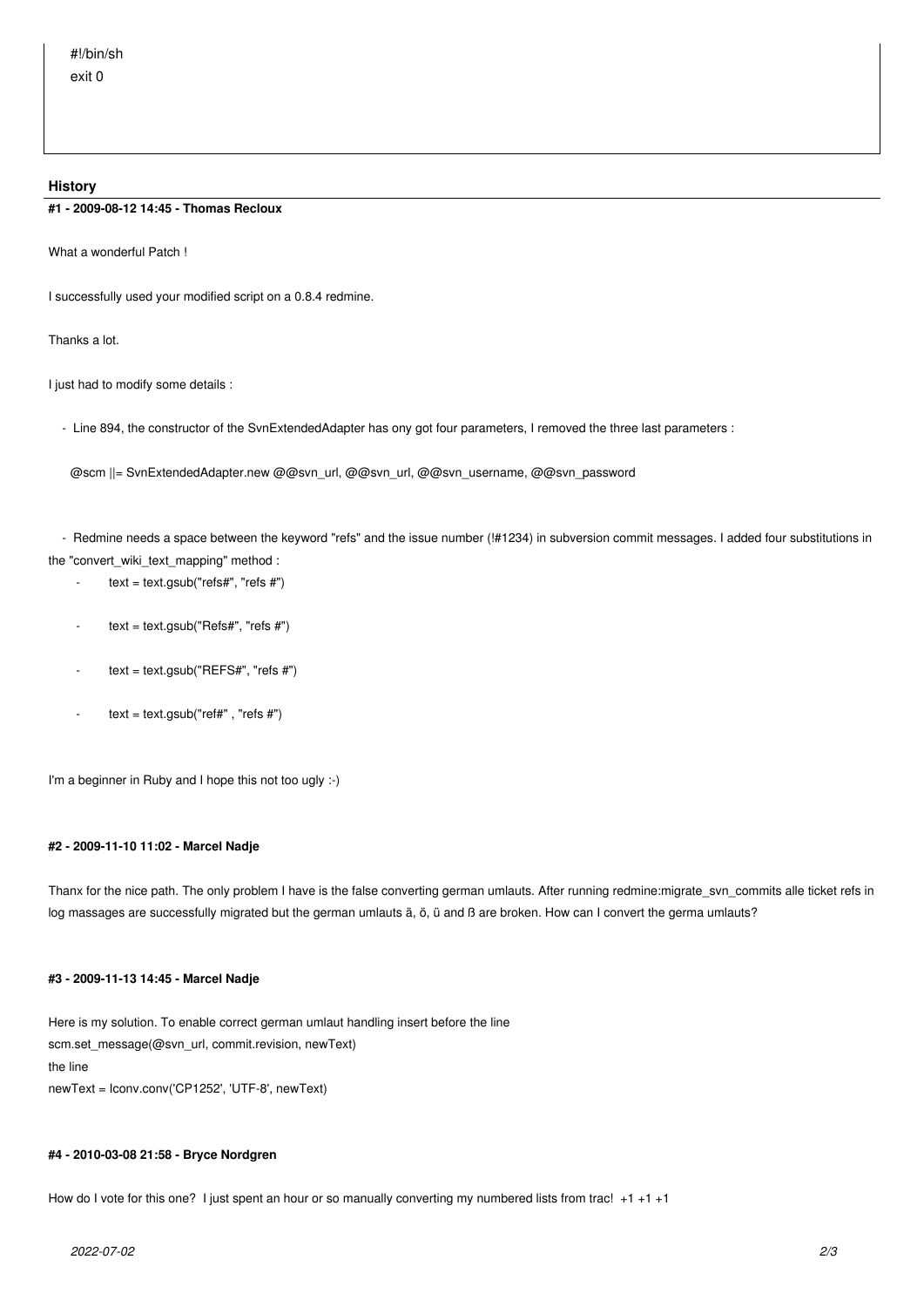```
#!/bin/sh
exit 0
```

## History

### #1 - 2009-08-12 14:45 - Thomas Recloux

What a wonderful Patch !

I successfully used your modified script on a 0.8.4 redmine.

Thanks a lot.

I just had to modify some details :

- Line 894, the constructor of the SvnExtendedAdapter has ony got four parameters, I removed the three last parameters :

  @scm ||= SvnExtendedAdapter.new @@svn_url, @@svn_url, @@svn_username, @@svn_password

- Redmine needs a space between the keyword "refs" and the issue number (!#1234) in subversion commit messages. I added four substitutions in the "convert_wiki_text_mapping" method :
  - text = text.gsub("refs#", "refs #")
  - text = text.gsub("Refs#", "refs #")
  - text = text.gsub("REFS#", "refs #")
  - text = text.gsub("ref#" , "refs #")

I'm a beginner in Ruby and I hope this not too ugly :-)

### #2 - 2009-11-10 11:02 - Marcel Nadje

Thanx for the nice path. The only problem I have is the false converting german umlauts. After running redmine:migrate_svn_commits alle ticket refs in log massages are successfully migrated but the german umlauts ä, ö, ü and ß are broken. How can I convert the germa umlauts?

### #3 - 2009-11-13 14:45 - Marcel Nadje

Here is my solution. To enable correct german umlaut handling insert before the line
scm.set_message(@svn_url, commit.revision, newText)
the line
newText = Iconv.conv('CP1252', 'UTF-8', newText)

### #4 - 2010-03-08 21:58 - Bryce Nordgren

How do I vote for this one? I just spent an hour or so manually converting my numbered lists from trac! +1 +1 +1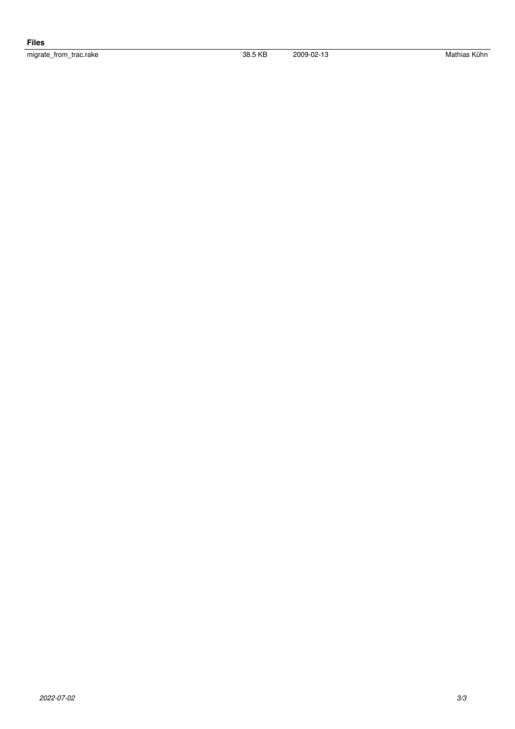**Files**

| | | | |
|---|---|---|---|
| migrate_from_trac.rake | 38.5 KB | 2009-02-13 | Mathias Kühn |